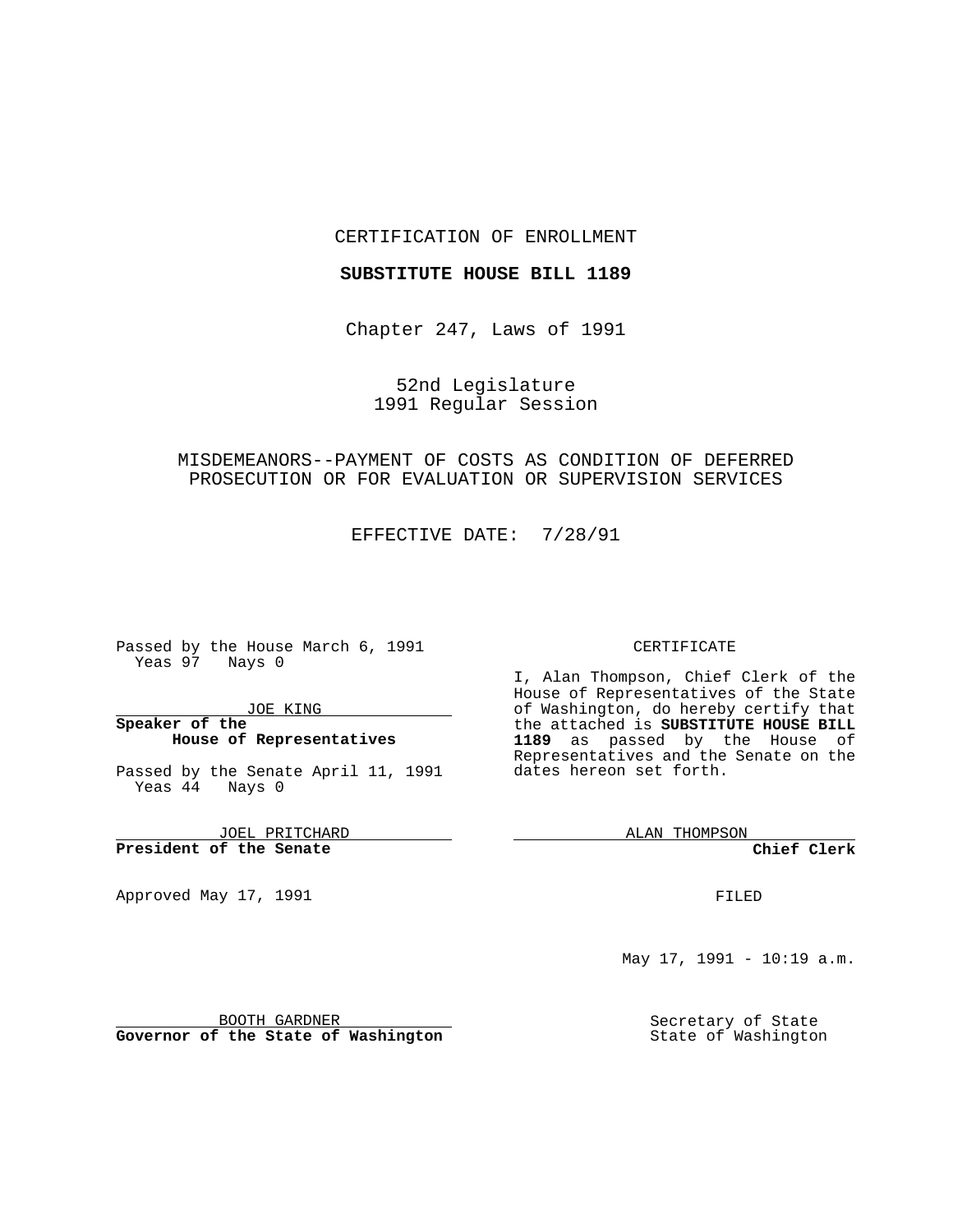CERTIFICATION OF ENROLLMENT

**SUBSTITUTE HOUSE BILL 1189**

Chapter 247, Laws of 1991

52nd Legislature
1991 Regular Session

MISDEMEANORS--PAYMENT OF COSTS AS CONDITION OF DEFERRED PROSECUTION OR FOR EVALUATION OR SUPERVISION SERVICES

EFFECTIVE DATE: 7/28/91

Passed by the House March 6, 1991
Yeas 97 Nays 0

JOE KING
**Speaker of the House of Representatives**

Passed by the Senate April 11, 1991
Yeas 44 Nays 0

JOEL PRITCHARD
**President of the Senate**

Approved May 17, 1991

BOOTH GARDNER
**Governor of the State of Washington**

CERTIFICATE

I, Alan Thompson, Chief Clerk of the House of Representatives of the State of Washington, do hereby certify that the attached is **SUBSTITUTE HOUSE BILL 1189** as passed by the House of Representatives and the Senate on the dates hereon set forth.

ALAN THOMPSON
**Chief Clerk**

FILED

May 17, 1991 - 10:19 a.m.

Secretary of State
State of Washington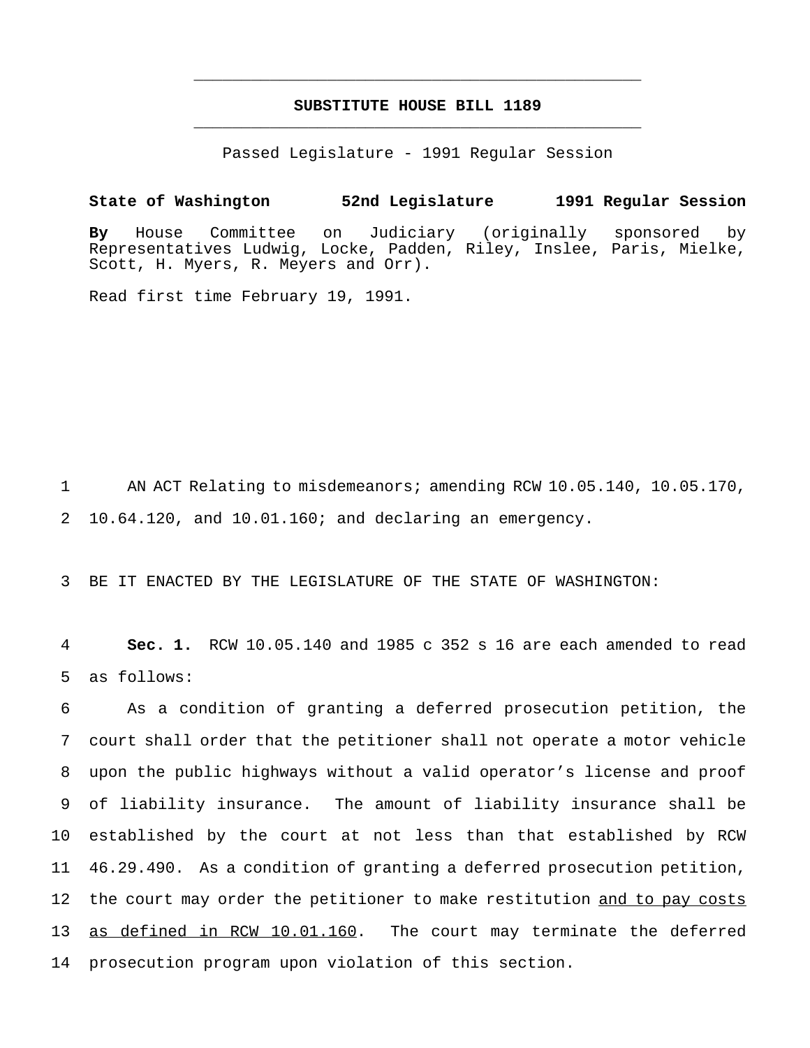# SUBSTITUTE HOUSE BILL 1189

Passed Legislature - 1991 Regular Session

**State of Washington 52nd Legislature 1991 Regular Session**

**By** House Committee on Judiciary (originally sponsored by Representatives Ludwig, Locke, Padden, Riley, Inslee, Paris, Mielke, Scott, H. Myers, R. Meyers and Orr).

Read first time February 19, 1991.

1 AN ACT Relating to misdemeanors; amending RCW 10.05.140, 10.05.170, 2 10.64.120, and 10.01.160; and declaring an emergency.

3 BE IT ENACTED BY THE LEGISLATURE OF THE STATE OF WASHINGTON:

4 **Sec. 1.** RCW 10.05.140 and 1985 c 352 s 16 are each amended to read 5 as follows:

6 As a condition of granting a deferred prosecution petition, the 7 court shall order that the petitioner shall not operate a motor vehicle 8 upon the public highways without a valid operator's license and proof 9 of liability insurance. The amount of liability insurance shall be 10 established by the court at not less than that established by RCW 11 46.29.490. As a condition of granting a deferred prosecution petition, 12 the court may order the petitioner to make restitution <u>and to pay costs</u> 13 <u>as defined in RCW 10.01.160</u>. The court may terminate the deferred 14 prosecution program upon violation of this section.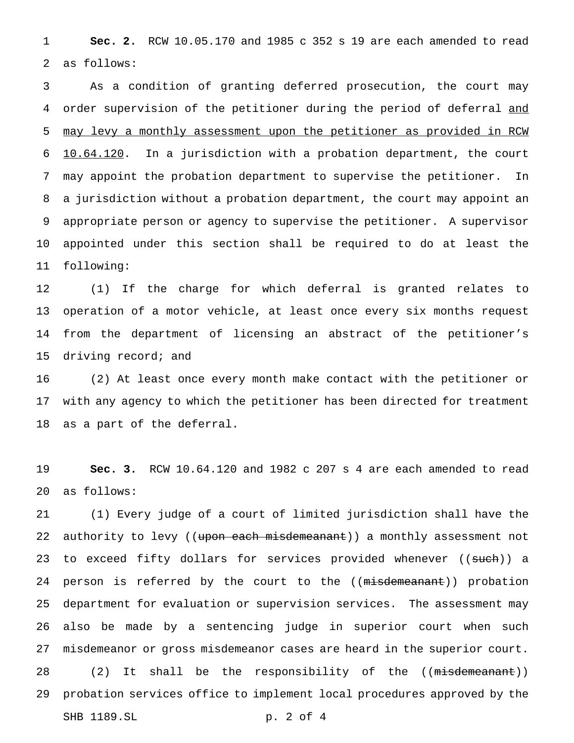**Sec. 2.** RCW 10.05.170 and 1985 c 352 s 19 are each amended to read as follows:

As a condition of granting deferred prosecution, the court may order supervision of the petitioner during the period of deferral <u>and may levy a monthly assessment upon the petitioner as provided in RCW 10.64.120</u>. In a jurisdiction with a probation department, the court may appoint the probation department to supervise the petitioner. In a jurisdiction without a probation department, the court may appoint an appropriate person or agency to supervise the petitioner. A supervisor appointed under this section shall be required to do at least the following:

(1) If the charge for which deferral is granted relates to operation of a motor vehicle, at least once every six months request from the department of licensing an abstract of the petitioner's driving record; and

(2) At least once every month make contact with the petitioner or with any agency to which the petitioner has been directed for treatment as a part of the deferral.

**Sec. 3.** RCW 10.64.120 and 1982 c 207 s 4 are each amended to read as follows:

(1) Every judge of a court of limited jurisdiction shall have the authority to levy ((~~upon each misdemeanant~~)) a monthly assessment not to exceed fifty dollars for services provided whenever ((~~such~~)) a person is referred by the court to the ((~~misdemeanant~~)) probation department for evaluation or supervision services. The assessment may also be made by a sentencing judge in superior court when such misdemeanor or gross misdemeanor cases are heard in the superior court.

(2) It shall be the responsibility of the ((~~misdemeanant~~)) probation services office to implement local procedures approved by the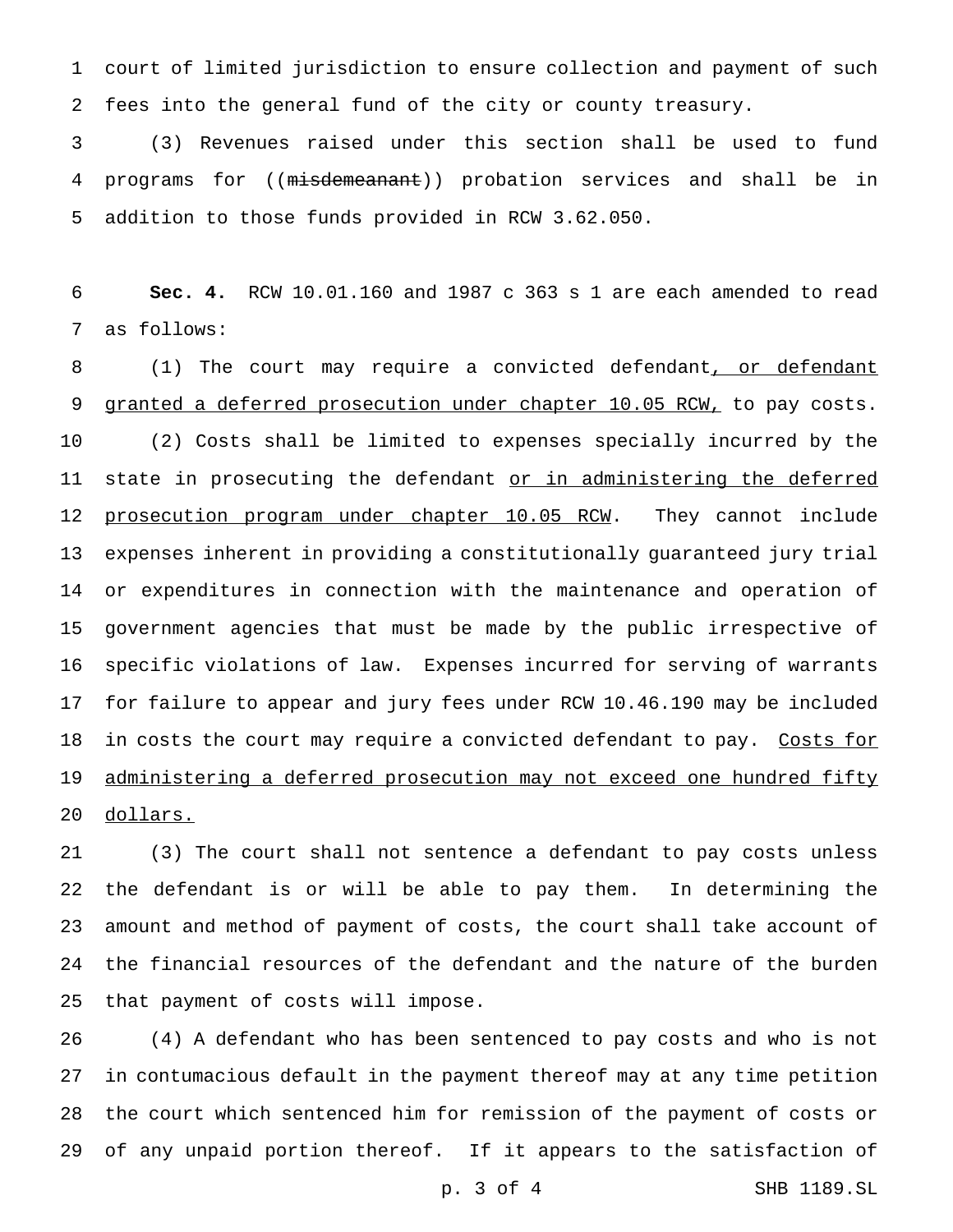court of limited jurisdiction to ensure collection and payment of such fees into the general fund of the city or county treasury.

(3) Revenues raised under this section shall be used to fund programs for ((~~misdemeanant~~)) probation services and shall be in addition to those funds provided in RCW 3.62.050.

**Sec. 4.** RCW 10.01.160 and 1987 c 363 s 1 are each amended to read as follows:

(1) The court may require a convicted defendant<u>, or defendant granted a deferred prosecution under chapter 10.05 RCW,</u> to pay costs.

(2) Costs shall be limited to expenses specially incurred by the state in prosecuting the defendant <u>or in administering the deferred prosecution program under chapter 10.05 RCW</u>. They cannot include expenses inherent in providing a constitutionally guaranteed jury trial or expenditures in connection with the maintenance and operation of government agencies that must be made by the public irrespective of specific violations of law. Expenses incurred for serving of warrants for failure to appear and jury fees under RCW 10.46.190 may be included in costs the court may require a convicted defendant to pay. <u>Costs for administering a deferred prosecution may not exceed one hundred fifty dollars.</u>

(3) The court shall not sentence a defendant to pay costs unless the defendant is or will be able to pay them. In determining the amount and method of payment of costs, the court shall take account of the financial resources of the defendant and the nature of the burden that payment of costs will impose.

(4) A defendant who has been sentenced to pay costs and who is not in contumacious default in the payment thereof may at any time petition the court which sentenced him for remission of the payment of costs or of any unpaid portion thereof. If it appears to the satisfaction of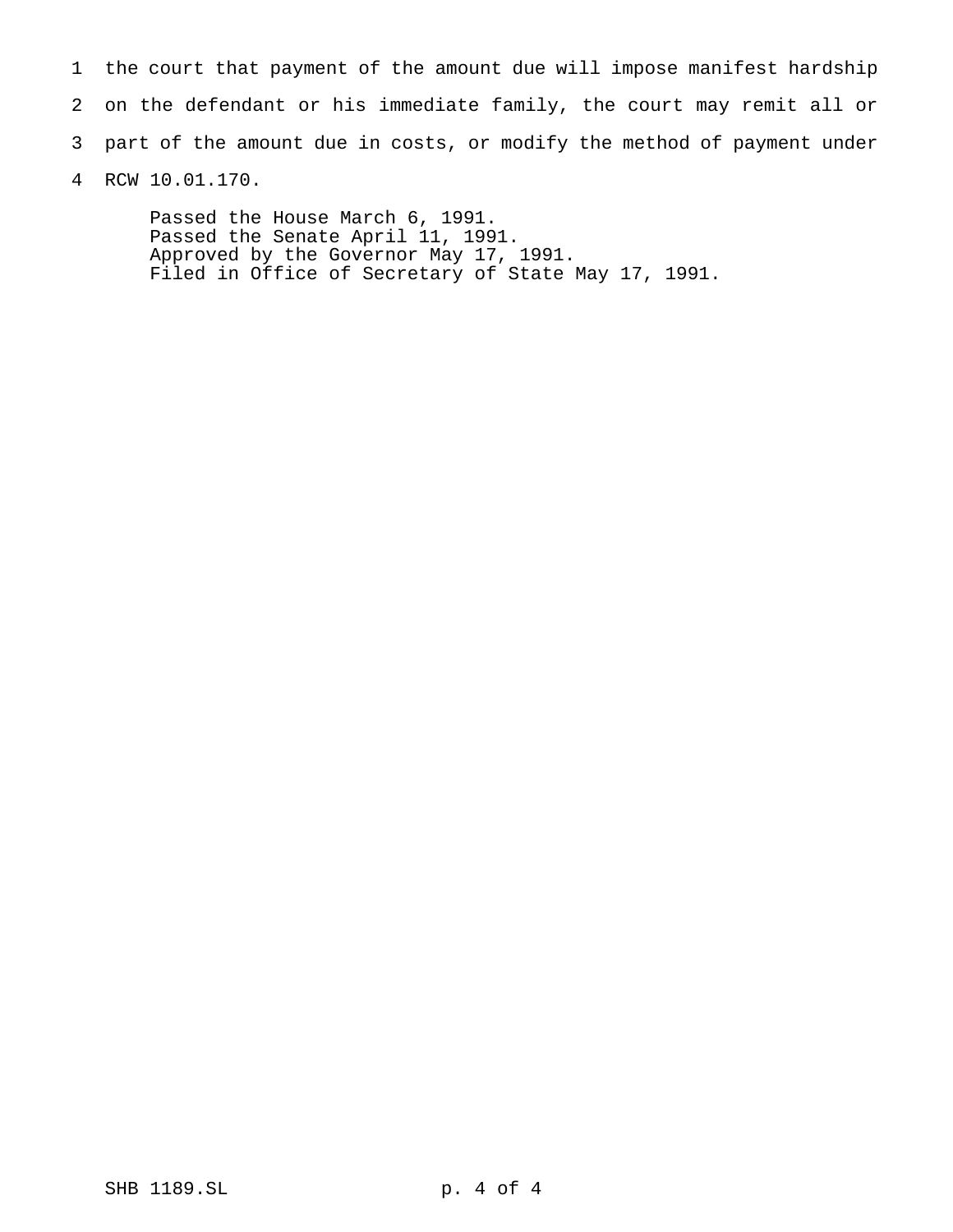the court that payment of the amount due will impose manifest hardship on the defendant or his immediate family, the court may remit all or part of the amount due in costs, or modify the method of payment under RCW 10.01.170.

Passed the House March 6, 1991.
Passed the Senate April 11, 1991.
Approved by the Governor May 17, 1991.
Filed in Office of Secretary of State May 17, 1991.